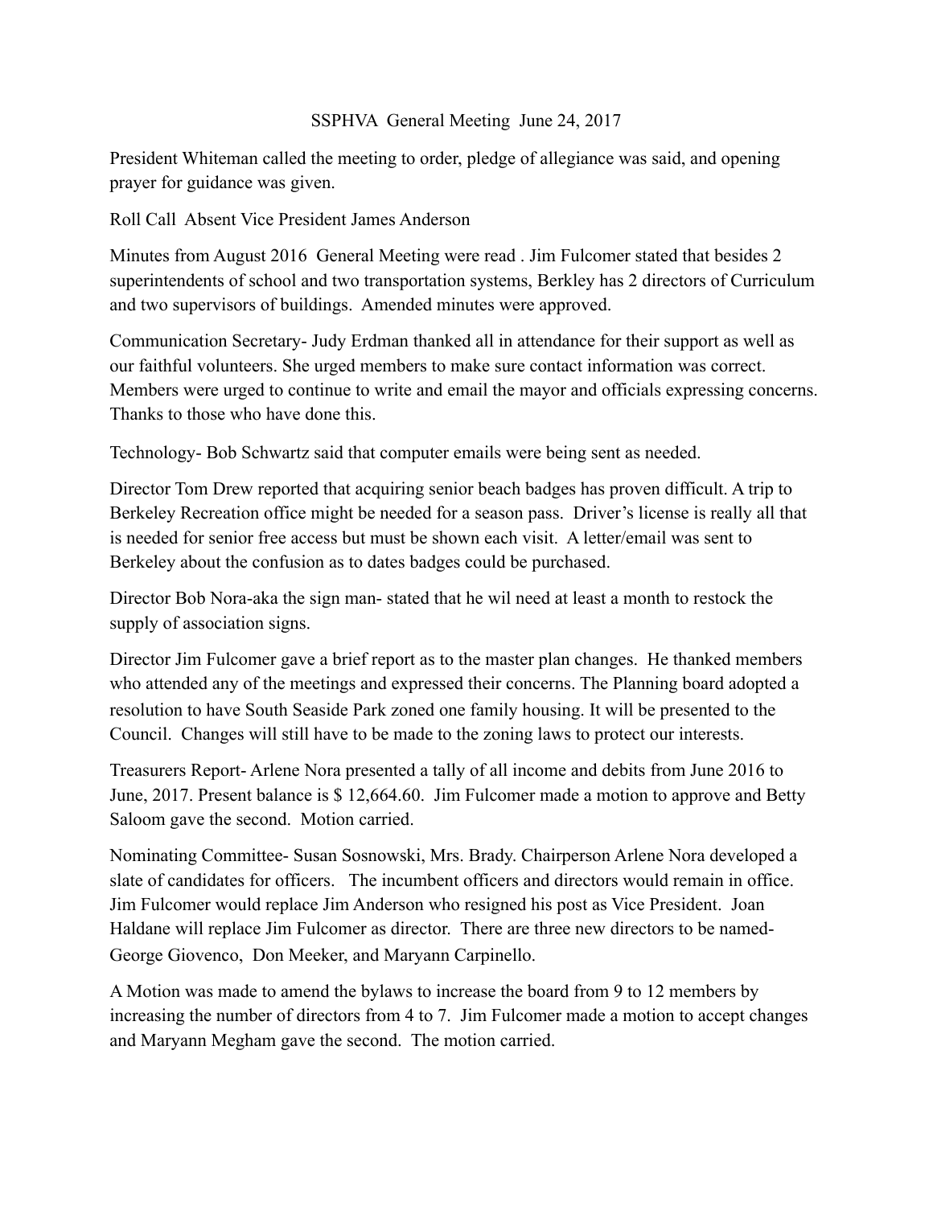# SSPHVA General Meeting June 24, 2017

President Whiteman called the meeting to order, pledge of allegiance was said, and opening prayer for guidance was given.

Roll Call Absent Vice President James Anderson

Minutes from August 2016 General Meeting were read . Jim Fulcomer stated that besides 2 superintendents of school and two transportation systems, Berkley has 2 directors of Curriculum and two supervisors of buildings. Amended minutes were approved.

Communication Secretary- Judy Erdman thanked all in attendance for their support as well as our faithful volunteers. She urged members to make sure contact information was correct. Members were urged to continue to write and email the mayor and officials expressing concerns. Thanks to those who have done this.

Technology- Bob Schwartz said that computer emails were being sent as needed.

Director Tom Drew reported that acquiring senior beach badges has proven difficult. A trip to Berkeley Recreation office might be needed for a season pass. Driver's license is really all that is needed for senior free access but must be shown each visit. A letter/email was sent to Berkeley about the confusion as to dates badges could be purchased.

Director Bob Nora-aka the sign man- stated that he wil need at least a month to restock the supply of association signs.

Director Jim Fulcomer gave a brief report as to the master plan changes. He thanked members who attended any of the meetings and expressed their concerns. The Planning board adopted a resolution to have South Seaside Park zoned one family housing. It will be presented to the Council. Changes will still have to be made to the zoning laws to protect our interests.

Treasurers Report- Arlene Nora presented a tally of all income and debits from June 2016 to June, 2017. Present balance is $ 12,664.60. Jim Fulcomer made a motion to approve and Betty Saloom gave the second. Motion carried.

Nominating Committee- Susan Sosnowski, Mrs. Brady. Chairperson Arlene Nora developed a slate of candidates for officers. The incumbent officers and directors would remain in office. Jim Fulcomer would replace Jim Anderson who resigned his post as Vice President. Joan Haldane will replace Jim Fulcomer as director. There are three new directors to be named- George Giovenco, Don Meeker, and Maryann Carpinello.

A Motion was made to amend the bylaws to increase the board from 9 to 12 members by increasing the number of directors from 4 to 7. Jim Fulcomer made a motion to accept changes and Maryann Megham gave the second. The motion carried.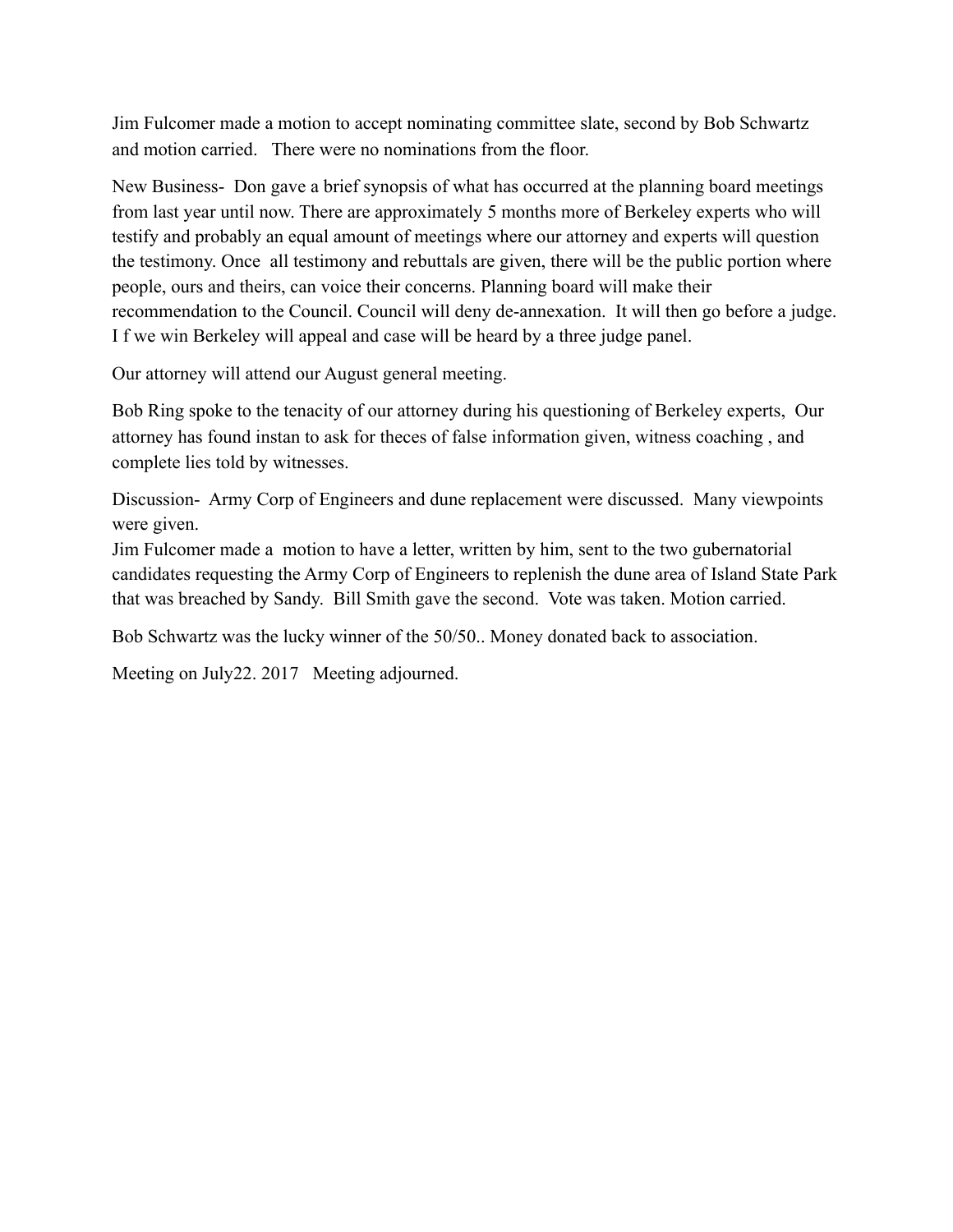Jim Fulcomer made a motion to accept nominating committee slate, second by Bob Schwartz and motion carried.   There were no nominations from the floor.

New Business-  Don gave a brief synopsis of what has occurred at the planning board meetings from last year until now. There are approximately 5 months more of Berkeley experts who will testify and probably an equal amount of meetings where our attorney and experts will question the testimony. Once  all testimony and rebuttals are given, there will be the public portion where people, ours and theirs, can voice their concerns. Planning board will make their recommendation to the Council. Council will deny de-annexation.  It will then go before a judge. I f we win Berkeley will appeal and case will be heard by a three judge panel.

Our attorney will attend our August general meeting.

Bob Ring spoke to the tenacity of our attorney during his questioning of Berkeley experts,  Our attorney has found instan to ask for theces of false information given, witness coaching , and complete lies told by witnesses.

Discussion-  Army Corp of Engineers and dune replacement were discussed.  Many viewpoints were given.
Jim Fulcomer made a  motion to have a letter, written by him, sent to the two gubernatorial candidates requesting the Army Corp of Engineers to replenish the dune area of Island State Park that was breached by Sandy.  Bill Smith gave the second.  Vote was taken. Motion carried.

Bob Schwartz was the lucky winner of the 50/50.. Money donated back to association.

Meeting on July22. 2017   Meeting adjourned.